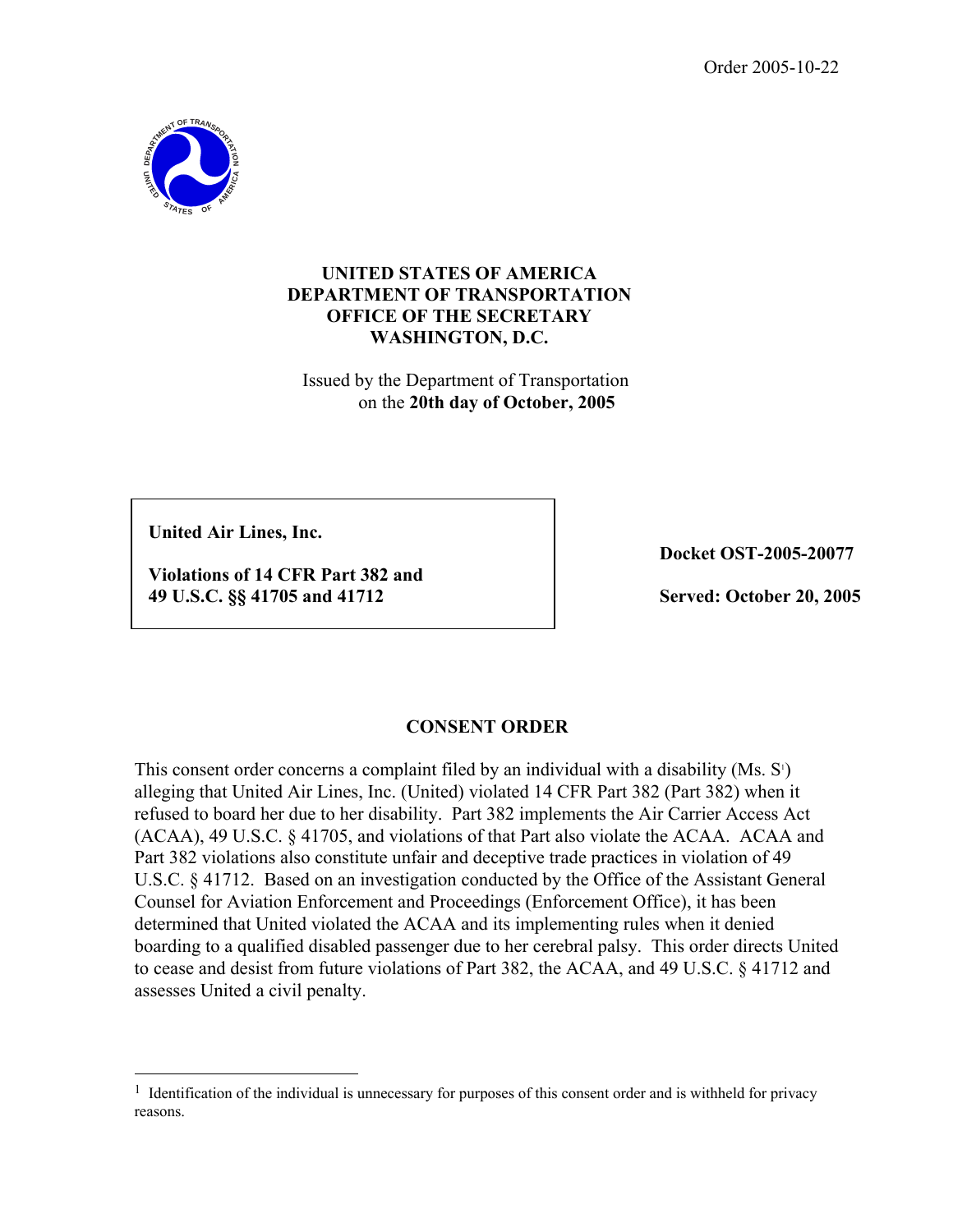Order 2005-10-22

**UNITED STATES OF AMERICA**
**DEPARTMENT OF TRANSPORTATION**
**OFFICE OF THE SECRETARY**
**WASHINGTON, D.C.**

Issued by the Department of Transportation
on the **20th day of October, 2005**

| | |
|---|---|
| **United Air Lines, Inc.**<br><br>**Violations of 14 CFR Part 382 and 49 U.S.C. §§ 41705 and 41712** | **Docket OST-2005-20077**<br><br>**Served: October 20, 2005** |

## CONSENT ORDER

This consent order concerns a complaint filed by an individual with a disability (Ms. S[1]) alleging that United Air Lines, Inc. (United) violated 14 CFR Part 382 (Part 382) when it refused to board her due to her disability. Part 382 implements the Air Carrier Access Act (ACAA), 49 U.S.C. § 41705, and violations of that Part also violate the ACAA. ACAA and Part 382 violations also constitute unfair and deceptive trade practices in violation of 49 U.S.C. § 41712. Based on an investigation conducted by the Office of the Assistant General Counsel for Aviation Enforcement and Proceedings (Enforcement Office), it has been determined that United violated the ACAA and its implementing rules when it denied boarding to a qualified disabled passenger due to her cerebral palsy. This order directs United to cease and desist from future violations of Part 382, the ACAA, and 49 U.S.C. § 41712 and assesses United a civil penalty.

---

[1] Identification of the individual is unnecessary for purposes of this consent order and is withheld for privacy reasons.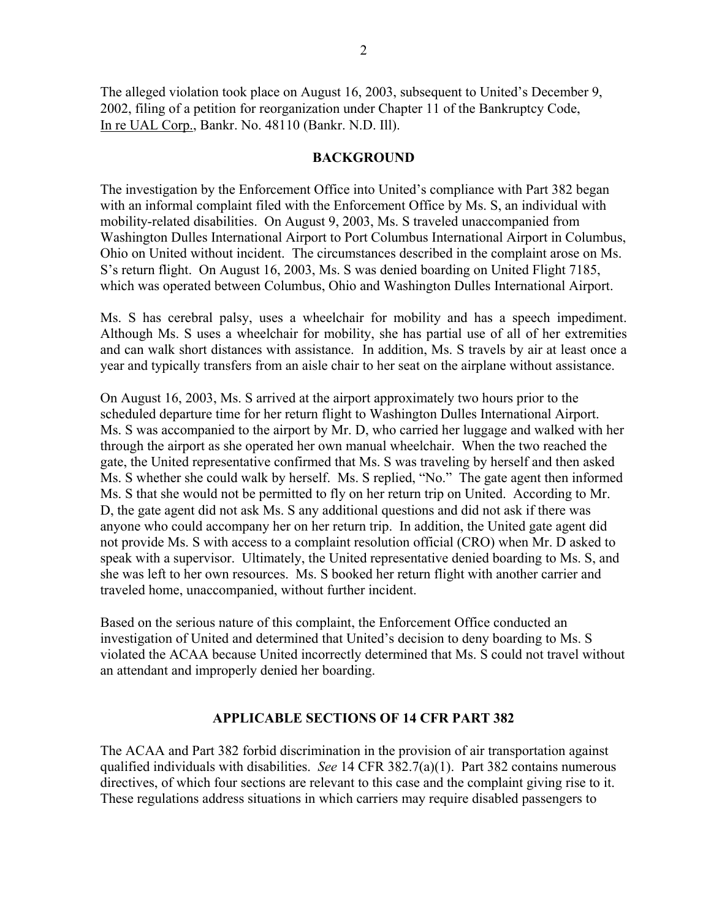The alleged violation took place on August 16, 2003, subsequent to United's December 9, 2002, filing of a petition for reorganization under Chapter 11 of the Bankruptcy Code, In re UAL Corp., Bankr. No. 48110 (Bankr. N.D. Ill).

## BACKGROUND

The investigation by the Enforcement Office into United's compliance with Part 382 began with an informal complaint filed with the Enforcement Office by Ms. S, an individual with mobility-related disabilities. On August 9, 2003, Ms. S traveled unaccompanied from Washington Dulles International Airport to Port Columbus International Airport in Columbus, Ohio on United without incident. The circumstances described in the complaint arose on Ms. S's return flight. On August 16, 2003, Ms. S was denied boarding on United Flight 7185, which was operated between Columbus, Ohio and Washington Dulles International Airport.

Ms. S has cerebral palsy, uses a wheelchair for mobility and has a speech impediment. Although Ms. S uses a wheelchair for mobility, she has partial use of all of her extremities and can walk short distances with assistance. In addition, Ms. S travels by air at least once a year and typically transfers from an aisle chair to her seat on the airplane without assistance.

On August 16, 2003, Ms. S arrived at the airport approximately two hours prior to the scheduled departure time for her return flight to Washington Dulles International Airport. Ms. S was accompanied to the airport by Mr. D, who carried her luggage and walked with her through the airport as she operated her own manual wheelchair. When the two reached the gate, the United representative confirmed that Ms. S was traveling by herself and then asked Ms. S whether she could walk by herself. Ms. S replied, "No." The gate agent then informed Ms. S that she would not be permitted to fly on her return trip on United. According to Mr. D, the gate agent did not ask Ms. S any additional questions and did not ask if there was anyone who could accompany her on her return trip. In addition, the United gate agent did not provide Ms. S with access to a complaint resolution official (CRO) when Mr. D asked to speak with a supervisor. Ultimately, the United representative denied boarding to Ms. S, and she was left to her own resources. Ms. S booked her return flight with another carrier and traveled home, unaccompanied, without further incident.

Based on the serious nature of this complaint, the Enforcement Office conducted an investigation of United and determined that United's decision to deny boarding to Ms. S violated the ACAA because United incorrectly determined that Ms. S could not travel without an attendant and improperly denied her boarding.

## APPLICABLE SECTIONS OF 14 CFR PART 382

The ACAA and Part 382 forbid discrimination in the provision of air transportation against qualified individuals with disabilities. *See* 14 CFR 382.7(a)(1). Part 382 contains numerous directives, of which four sections are relevant to this case and the complaint giving rise to it. These regulations address situations in which carriers may require disabled passengers to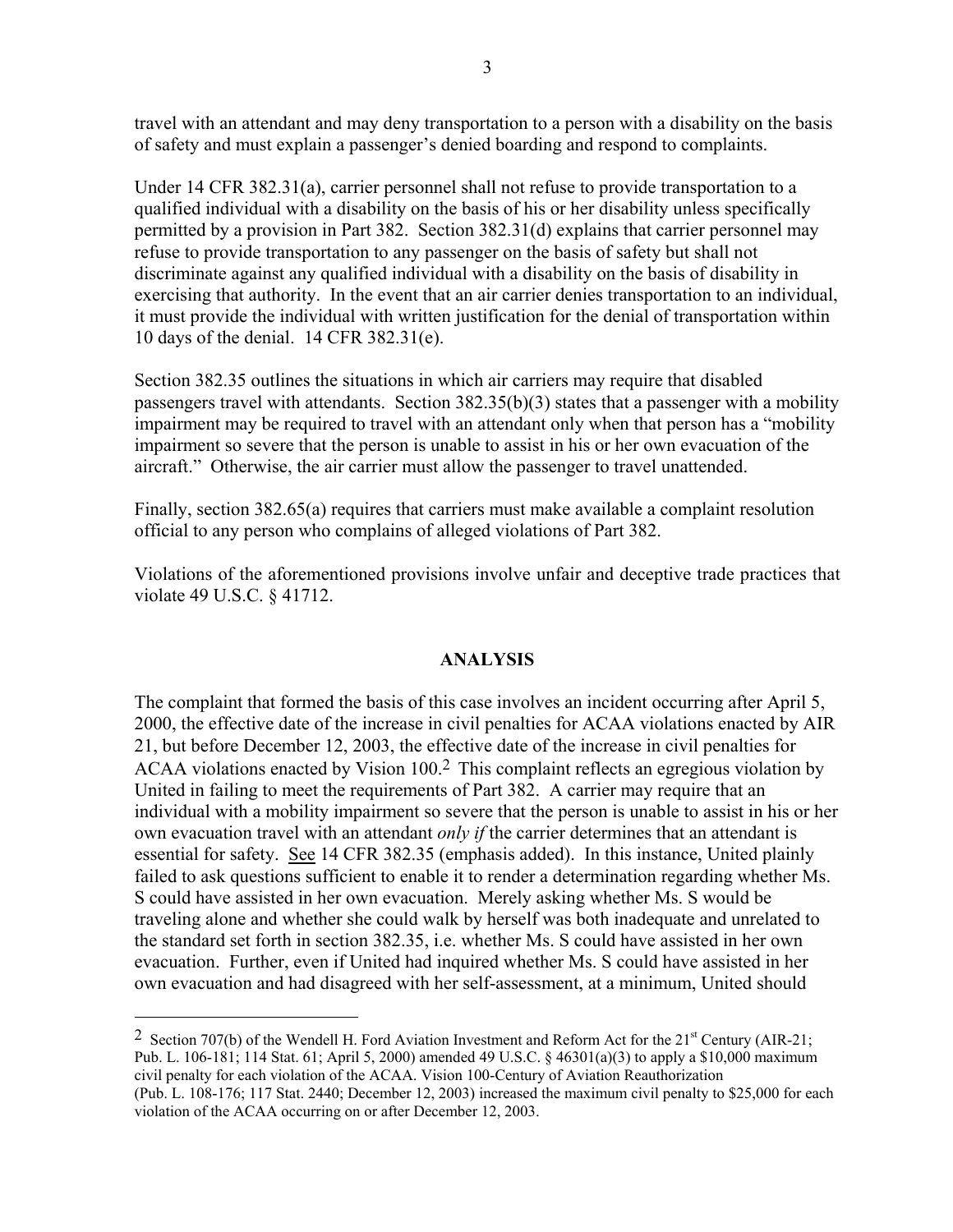travel with an attendant and may deny transportation to a person with a disability on the basis of safety and must explain a passenger's denied boarding and respond to complaints.

Under 14 CFR 382.31(a), carrier personnel shall not refuse to provide transportation to a qualified individual with a disability on the basis of his or her disability unless specifically permitted by a provision in Part 382. Section 382.31(d) explains that carrier personnel may refuse to provide transportation to any passenger on the basis of safety but shall not discriminate against any qualified individual with a disability on the basis of disability in exercising that authority. In the event that an air carrier denies transportation to an individual, it must provide the individual with written justification for the denial of transportation within 10 days of the denial. 14 CFR 382.31(e).

Section 382.35 outlines the situations in which air carriers may require that disabled passengers travel with attendants. Section 382.35(b)(3) states that a passenger with a mobility impairment may be required to travel with an attendant only when that person has a "mobility impairment so severe that the person is unable to assist in his or her own evacuation of the aircraft." Otherwise, the air carrier must allow the passenger to travel unattended.

Finally, section 382.65(a) requires that carriers must make available a complaint resolution official to any person who complains of alleged violations of Part 382.

Violations of the aforementioned provisions involve unfair and deceptive trade practices that violate 49 U.S.C. § 41712.

## ANALYSIS

The complaint that formed the basis of this case involves an incident occurring after April 5, 2000, the effective date of the increase in civil penalties for ACAA violations enacted by AIR 21, but before December 12, 2003, the effective date of the increase in civil penalties for ACAA violations enacted by Vision 100.[2] This complaint reflects an egregious violation by United in failing to meet the requirements of Part 382. A carrier may require that an individual with a mobility impairment so severe that the person is unable to assist in his or her own evacuation travel with an attendant *only if* the carrier determines that an attendant is essential for safety. See 14 CFR 382.35 (emphasis added). In this instance, United plainly failed to ask questions sufficient to enable it to render a determination regarding whether Ms. S could have assisted in her own evacuation. Merely asking whether Ms. S would be traveling alone and whether she could walk by herself was both inadequate and unrelated to the standard set forth in section 382.35, i.e. whether Ms. S could have assisted in her own evacuation. Further, even if United had inquired whether Ms. S could have assisted in her own evacuation and had disagreed with her self-assessment, at a minimum, United should

---

[2] Section 707(b) of the Wendell H. Ford Aviation Investment and Reform Act for the 21st Century (AIR-21; Pub. L. 106-181; 114 Stat. 61; April 5, 2000) amended 49 U.S.C. § 46301(a)(3) to apply a $10,000 maximum civil penalty for each violation of the ACAA. Vision 100-Century of Aviation Reauthorization (Pub. L. 108-176; 117 Stat. 2440; December 12, 2003) increased the maximum civil penalty to $25,000 for each violation of the ACAA occurring on or after December 12, 2003.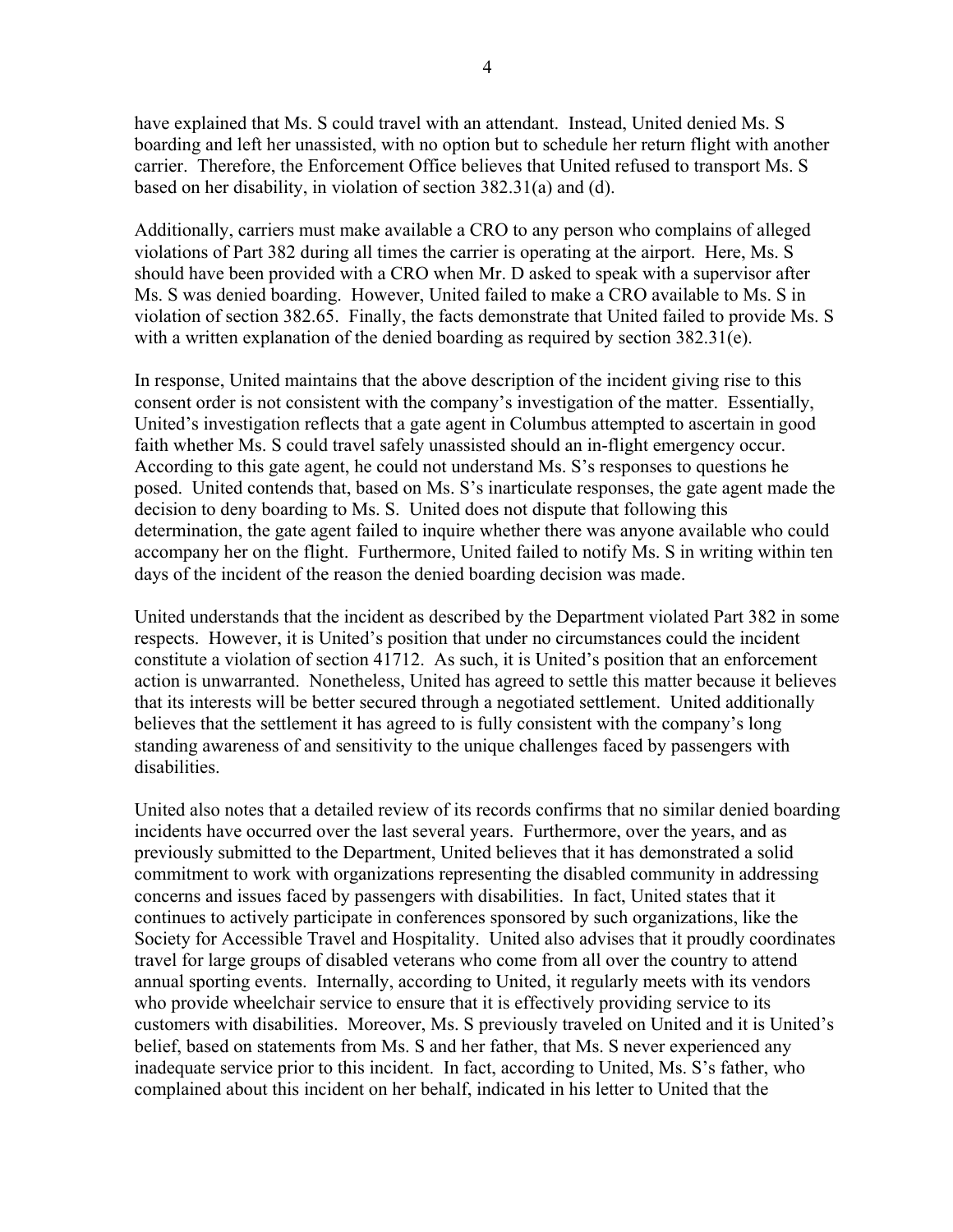have explained that Ms. S could travel with an attendant. Instead, United denied Ms. S boarding and left her unassisted, with no option but to schedule her return flight with another carrier. Therefore, the Enforcement Office believes that United refused to transport Ms. S based on her disability, in violation of section 382.31(a) and (d).

Additionally, carriers must make available a CRO to any person who complains of alleged violations of Part 382 during all times the carrier is operating at the airport. Here, Ms. S should have been provided with a CRO when Mr. D asked to speak with a supervisor after Ms. S was denied boarding. However, United failed to make a CRO available to Ms. S in violation of section 382.65. Finally, the facts demonstrate that United failed to provide Ms. S with a written explanation of the denied boarding as required by section 382.31(e).

In response, United maintains that the above description of the incident giving rise to this consent order is not consistent with the company's investigation of the matter. Essentially, United's investigation reflects that a gate agent in Columbus attempted to ascertain in good faith whether Ms. S could travel safely unassisted should an in-flight emergency occur. According to this gate agent, he could not understand Ms. S's responses to questions he posed. United contends that, based on Ms. S's inarticulate responses, the gate agent made the decision to deny boarding to Ms. S. United does not dispute that following this determination, the gate agent failed to inquire whether there was anyone available who could accompany her on the flight. Furthermore, United failed to notify Ms. S in writing within ten days of the incident of the reason the denied boarding decision was made.

United understands that the incident as described by the Department violated Part 382 in some respects. However, it is United's position that under no circumstances could the incident constitute a violation of section 41712. As such, it is United's position that an enforcement action is unwarranted. Nonetheless, United has agreed to settle this matter because it believes that its interests will be better secured through a negotiated settlement. United additionally believes that the settlement it has agreed to is fully consistent with the company's long standing awareness of and sensitivity to the unique challenges faced by passengers with disabilities.

United also notes that a detailed review of its records confirms that no similar denied boarding incidents have occurred over the last several years. Furthermore, over the years, and as previously submitted to the Department, United believes that it has demonstrated a solid commitment to work with organizations representing the disabled community in addressing concerns and issues faced by passengers with disabilities. In fact, United states that it continues to actively participate in conferences sponsored by such organizations, like the Society for Accessible Travel and Hospitality. United also advises that it proudly coordinates travel for large groups of disabled veterans who come from all over the country to attend annual sporting events. Internally, according to United, it regularly meets with its vendors who provide wheelchair service to ensure that it is effectively providing service to its customers with disabilities. Moreover, Ms. S previously traveled on United and it is United's belief, based on statements from Ms. S and her father, that Ms. S never experienced any inadequate service prior to this incident. In fact, according to United, Ms. S's father, who complained about this incident on her behalf, indicated in his letter to United that the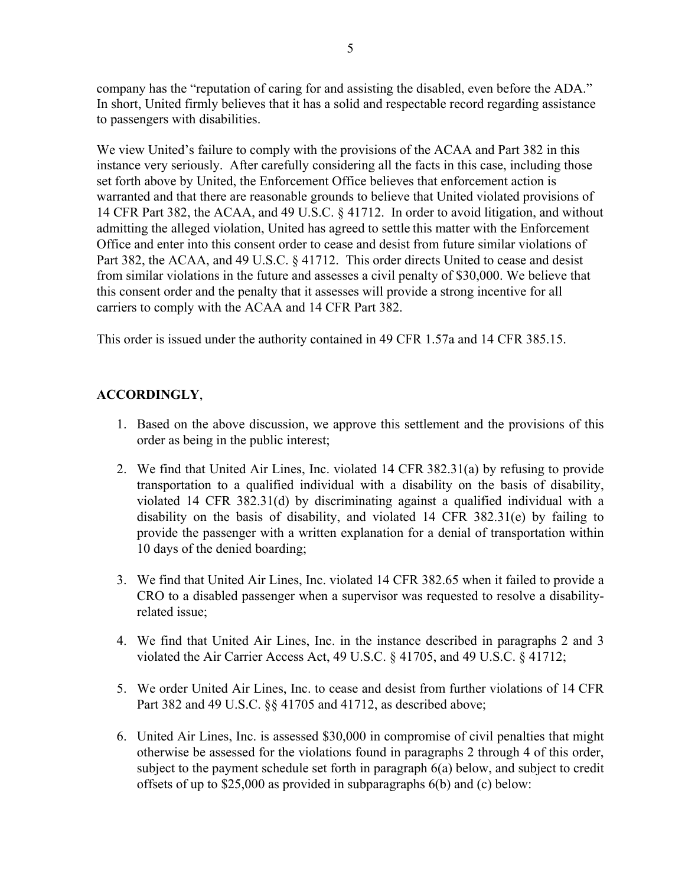company has the "reputation of caring for and assisting the disabled, even before the ADA." In short, United firmly believes that it has a solid and respectable record regarding assistance to passengers with disabilities.

We view United's failure to comply with the provisions of the ACAA and Part 382 in this instance very seriously. After carefully considering all the facts in this case, including those set forth above by United, the Enforcement Office believes that enforcement action is warranted and that there are reasonable grounds to believe that United violated provisions of 14 CFR Part 382, the ACAA, and 49 U.S.C. § 41712. In order to avoid litigation, and without admitting the alleged violation, United has agreed to settle this matter with the Enforcement Office and enter into this consent order to cease and desist from future similar violations of Part 382, the ACAA, and 49 U.S.C. § 41712. This order directs United to cease and desist from similar violations in the future and assesses a civil penalty of $30,000. We believe that this consent order and the penalty that it assesses will provide a strong incentive for all carriers to comply with the ACAA and 14 CFR Part 382.

This order is issued under the authority contained in 49 CFR 1.57a and 14 CFR 385.15.

**ACCORDINGLY**,

1. Based on the above discussion, we approve this settlement and the provisions of this order as being in the public interest;

2. We find that United Air Lines, Inc. violated 14 CFR 382.31(a) by refusing to provide transportation to a qualified individual with a disability on the basis of disability, violated 14 CFR 382.31(d) by discriminating against a qualified individual with a disability on the basis of disability, and violated 14 CFR 382.31(e) by failing to provide the passenger with a written explanation for a denial of transportation within 10 days of the denied boarding;

3. We find that United Air Lines, Inc. violated 14 CFR 382.65 when it failed to provide a CRO to a disabled passenger when a supervisor was requested to resolve a disability-related issue;

4. We find that United Air Lines, Inc. in the instance described in paragraphs 2 and 3 violated the Air Carrier Access Act, 49 U.S.C. § 41705, and 49 U.S.C. § 41712;

5. We order United Air Lines, Inc. to cease and desist from further violations of 14 CFR Part 382 and 49 U.S.C. §§ 41705 and 41712, as described above;

6. United Air Lines, Inc. is assessed $30,000 in compromise of civil penalties that might otherwise be assessed for the violations found in paragraphs 2 through 4 of this order, subject to the payment schedule set forth in paragraph 6(a) below, and subject to credit offsets of up to $25,000 as provided in subparagraphs 6(b) and (c) below: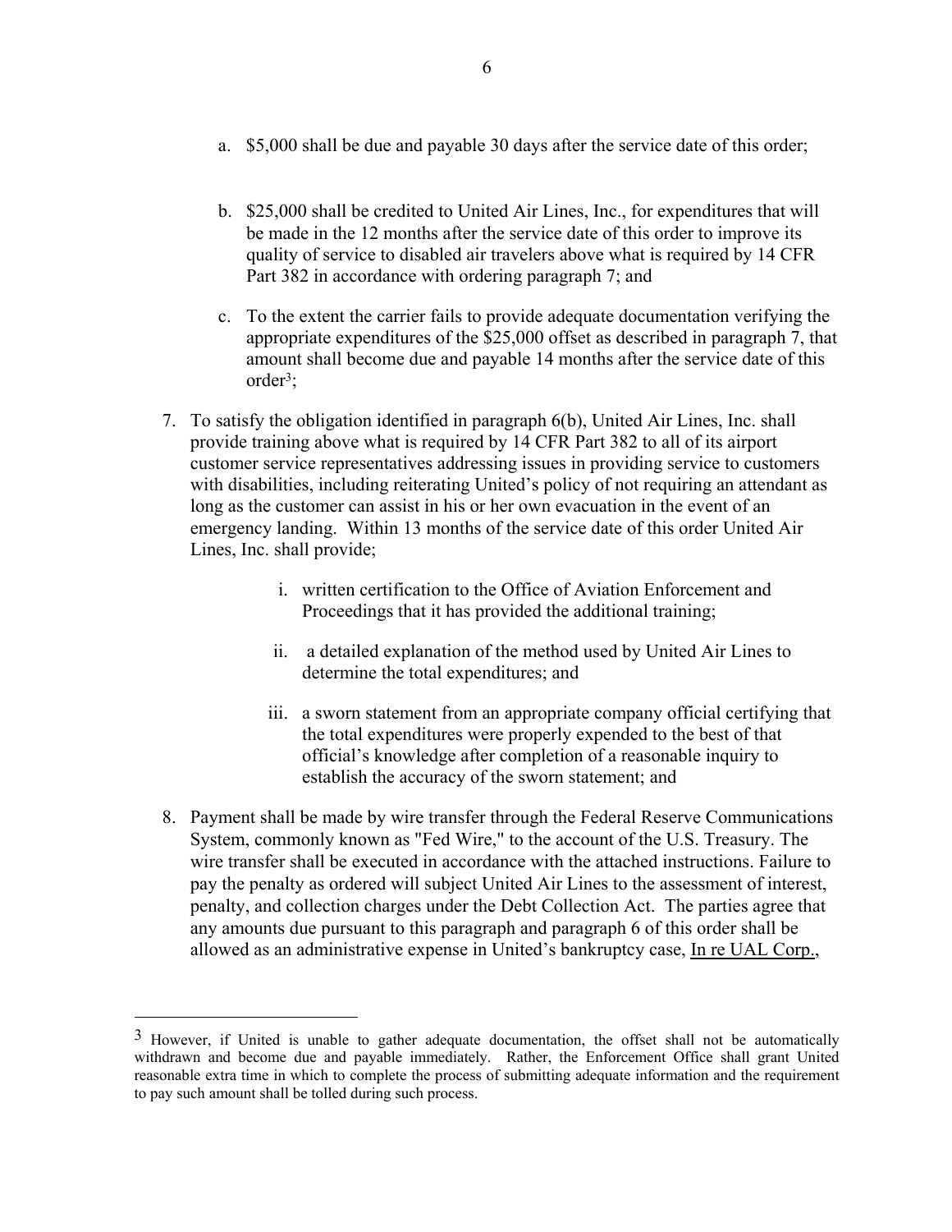a. $5,000 shall be due and payable 30 days after the service date of this order;

b. $25,000 shall be credited to United Air Lines, Inc., for expenditures that will be made in the 12 months after the service date of this order to improve its quality of service to disabled air travelers above what is required by 14 CFR Part 382 in accordance with ordering paragraph 7; and

c. To the extent the carrier fails to provide adequate documentation verifying the appropriate expenditures of the $25,000 offset as described in paragraph 7, that amount shall become due and payable 14 months after the service date of this order[3];

7. To satisfy the obligation identified in paragraph 6(b), United Air Lines, Inc. shall provide training above what is required by 14 CFR Part 382 to all of its airport customer service representatives addressing issues in providing service to customers with disabilities, including reiterating United's policy of not requiring an attendant as long as the customer can assist in his or her own evacuation in the event of an emergency landing. Within 13 months of the service date of this order United Air Lines, Inc. shall provide;

   i. written certification to the Office of Aviation Enforcement and Proceedings that it has provided the additional training;

   ii. a detailed explanation of the method used by United Air Lines to determine the total expenditures; and

   iii. a sworn statement from an appropriate company official certifying that the total expenditures were properly expended to the best of that official's knowledge after completion of a reasonable inquiry to establish the accuracy of the sworn statement; and

8. Payment shall be made by wire transfer through the Federal Reserve Communications System, commonly known as "Fed Wire," to the account of the U.S. Treasury. The wire transfer shall be executed in accordance with the attached instructions. Failure to pay the penalty as ordered will subject United Air Lines to the assessment of interest, penalty, and collection charges under the Debt Collection Act. The parties agree that any amounts due pursuant to this paragraph and paragraph 6 of this order shall be allowed as an administrative expense in United's bankruptcy case, In re UAL Corp.,

---

[3] However, if United is unable to gather adequate documentation, the offset shall not be automatically withdrawn and become due and payable immediately. Rather, the Enforcement Office shall grant United reasonable extra time in which to complete the process of submitting adequate information and the requirement to pay such amount shall be tolled during such process.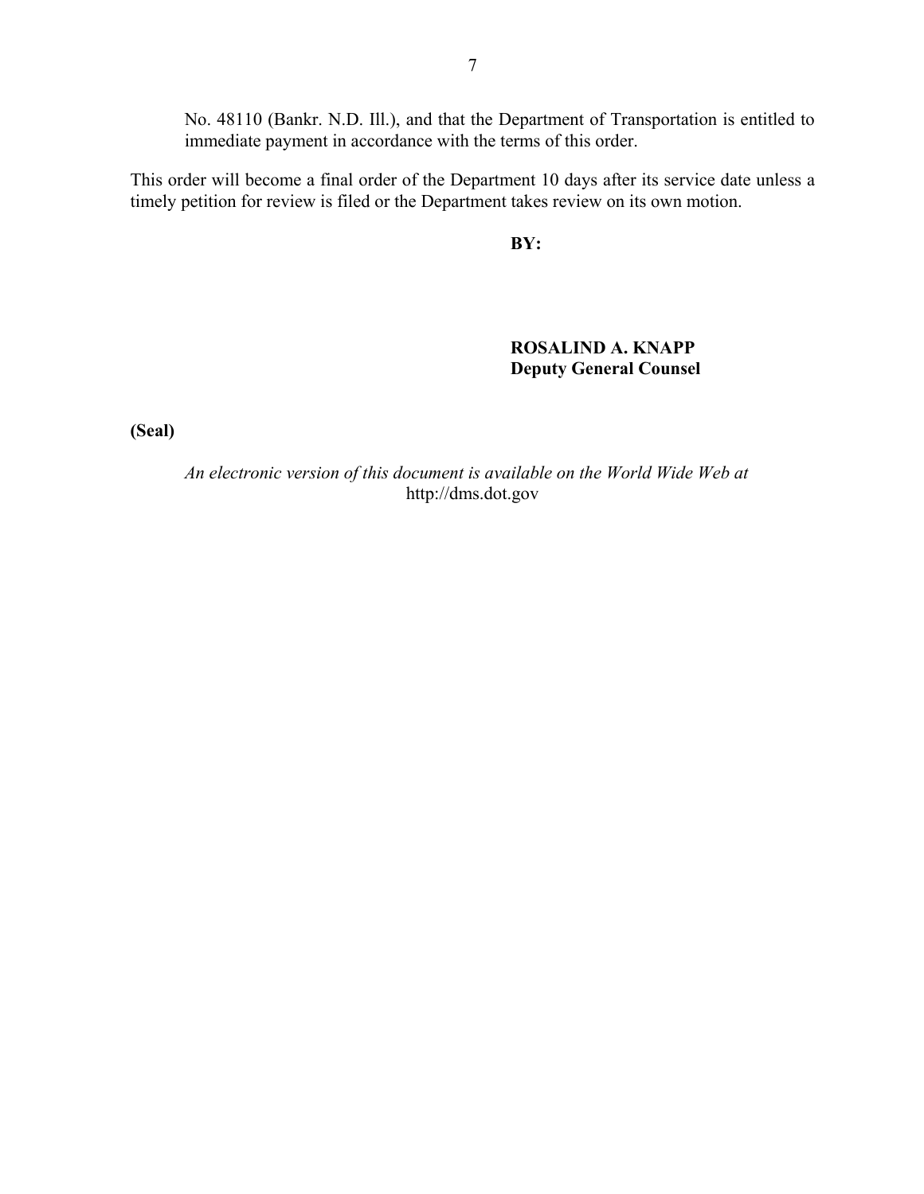No. 48110 (Bankr. N.D. Ill.), and that the Department of Transportation is entitled to immediate payment in accordance with the terms of this order.

This order will become a final order of the Department 10 days after its service date unless a timely petition for review is filed or the Department takes review on its own motion.

**BY:**

**ROSALIND A. KNAPP**
**Deputy General Counsel**

**(Seal)**

*An electronic version of this document is available on the World Wide Web at*
http://dms.dot.gov